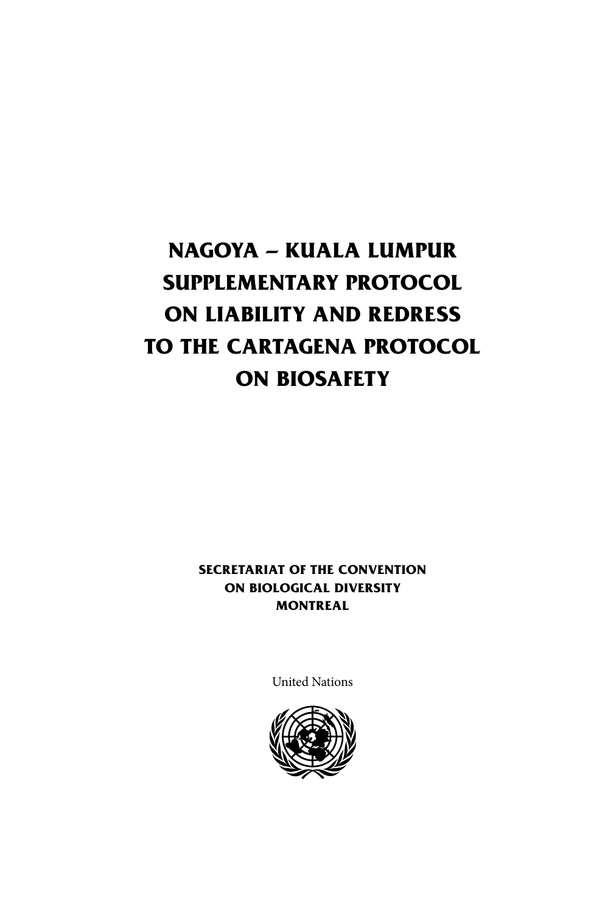# NAGOYA – KUALA LUMPUR SUPPLEMENTARY PROTOCOL ON LIABILITY AND REDRESS TO THE CARTAGENA PROTOCOL ON BIOSAFETY

**SECRETARIAT OF THE CONVENTION ON BIOLOGICAL DIVERSITY MONTREAL**

United Nations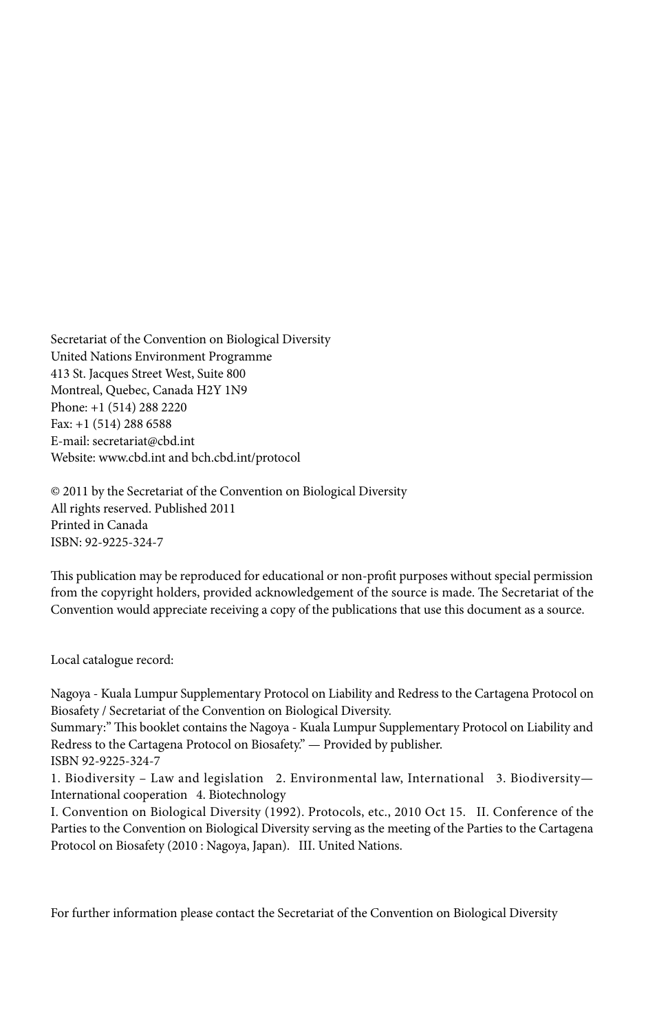Secretariat of the Convention on Biological Diversity
United Nations Environment Programme
413 St. Jacques Street West, Suite 800
Montreal, Quebec, Canada H2Y 1N9
Phone: +1 (514) 288 2220
Fax: +1 (514) 288 6588
E-mail: secretariat@cbd.int
Website: www.cbd.int and bch.cbd.int/protocol

© 2011 by the Secretariat of the Convention on Biological Diversity
All rights reserved. Published 2011
Printed in Canada
ISBN: 92-9225-324-7

This publication may be reproduced for educational or non-profit purposes without special permission from the copyright holders, provided acknowledgement of the source is made. The Secretariat of the Convention would appreciate receiving a copy of the publications that use this document as a source.

Local catalogue record:

Nagoya - Kuala Lumpur Supplementary Protocol on Liability and Redress to the Cartagena Protocol on Biosafety / Secretariat of the Convention on Biological Diversity.
Summary:" This booklet contains the Nagoya - Kuala Lumpur Supplementary Protocol on Liability and Redress to the Cartagena Protocol on Biosafety." — Provided by publisher.
ISBN 92-9225-324-7
1. Biodiversity – Law and legislation 2. Environmental law, International 3. Biodiversity—International cooperation 4. Biotechnology
I. Convention on Biological Diversity (1992). Protocols, etc., 2010 Oct 15. II. Conference of the Parties to the Convention on Biological Diversity serving as the meeting of the Parties to the Cartagena Protocol on Biosafety (2010 : Nagoya, Japan). III. United Nations.

For further information please contact the Secretariat of the Convention on Biological Diversity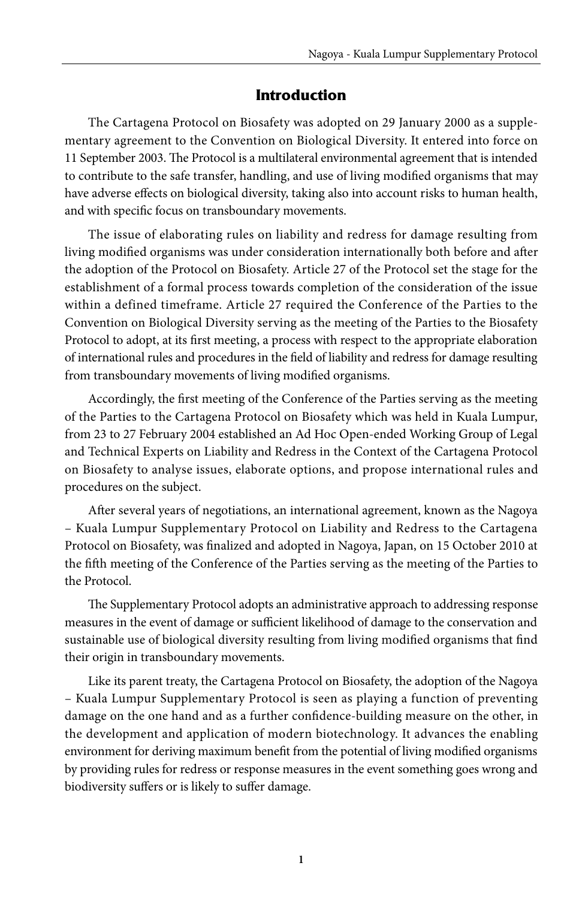# Introduction

The Cartagena Protocol on Biosafety was adopted on 29 January 2000 as a supplementary agreement to the Convention on Biological Diversity. It entered into force on 11 September 2003. The Protocol is a multilateral environmental agreement that is intended to contribute to the safe transfer, handling, and use of living modified organisms that may have adverse effects on biological diversity, taking also into account risks to human health, and with specific focus on transboundary movements.

The issue of elaborating rules on liability and redress for damage resulting from living modified organisms was under consideration internationally both before and after the adoption of the Protocol on Biosafety. Article 27 of the Protocol set the stage for the establishment of a formal process towards completion of the consideration of the issue within a defined timeframe. Article 27 required the Conference of the Parties to the Convention on Biological Diversity serving as the meeting of the Parties to the Biosafety Protocol to adopt, at its first meeting, a process with respect to the appropriate elaboration of international rules and procedures in the field of liability and redress for damage resulting from transboundary movements of living modified organisms.

Accordingly, the first meeting of the Conference of the Parties serving as the meeting of the Parties to the Cartagena Protocol on Biosafety which was held in Kuala Lumpur, from 23 to 27 February 2004 established an Ad Hoc Open-ended Working Group of Legal and Technical Experts on Liability and Redress in the Context of the Cartagena Protocol on Biosafety to analyse issues, elaborate options, and propose international rules and procedures on the subject.

After several years of negotiations, an international agreement, known as the Nagoya – Kuala Lumpur Supplementary Protocol on Liability and Redress to the Cartagena Protocol on Biosafety, was finalized and adopted in Nagoya, Japan, on 15 October 2010 at the fifth meeting of the Conference of the Parties serving as the meeting of the Parties to the Protocol.

The Supplementary Protocol adopts an administrative approach to addressing response measures in the event of damage or sufficient likelihood of damage to the conservation and sustainable use of biological diversity resulting from living modified organisms that find their origin in transboundary movements.

Like its parent treaty, the Cartagena Protocol on Biosafety, the adoption of the Nagoya – Kuala Lumpur Supplementary Protocol is seen as playing a function of preventing damage on the one hand and as a further confidence-building measure on the other, in the development and application of modern biotechnology. It advances the enabling environment for deriving maximum benefit from the potential of living modified organisms by providing rules for redress or response measures in the event something goes wrong and biodiversity suffers or is likely to suffer damage.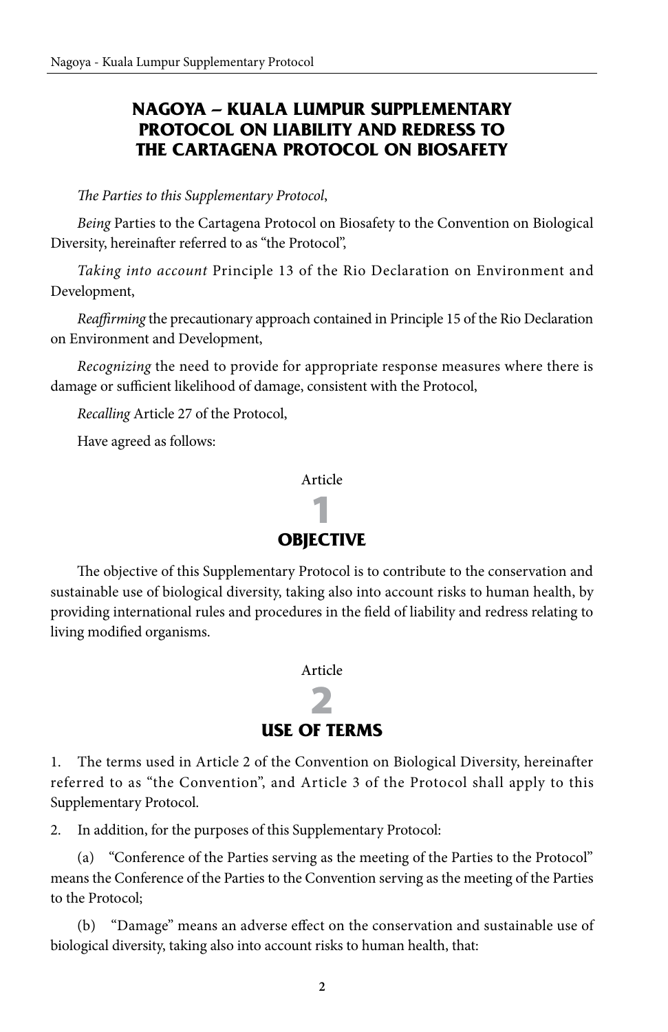# NAGOYA – KUALA LUMPUR SUPPLEMENTARY PROTOCOL ON LIABILITY AND REDRESS TO THE CARTAGENA PROTOCOL ON BIOSAFETY

*The Parties to this Supplementary Protocol*,

*Being* Parties to the Cartagena Protocol on Biosafety to the Convention on Biological Diversity, hereinafter referred to as "the Protocol",

*Taking into account* Principle 13 of the Rio Declaration on Environment and Development,

*Reaffirming* the precautionary approach contained in Principle 15 of the Rio Declaration on Environment and Development,

*Recognizing* the need to provide for appropriate response measures where there is damage or sufficient likelihood of damage, consistent with the Protocol,

*Recalling* Article 27 of the Protocol,

Have agreed as follows:

## Article 1
## OBJECTIVE

The objective of this Supplementary Protocol is to contribute to the conservation and sustainable use of biological diversity, taking also into account risks to human health, by providing international rules and procedures in the field of liability and redress relating to living modified organisms.

## Article 2
## USE OF TERMS

1. The terms used in Article 2 of the Convention on Biological Diversity, hereinafter referred to as "the Convention", and Article 3 of the Protocol shall apply to this Supplementary Protocol.

2. In addition, for the purposes of this Supplementary Protocol:

(a) "Conference of the Parties serving as the meeting of the Parties to the Protocol" means the Conference of the Parties to the Convention serving as the meeting of the Parties to the Protocol;

(b) "Damage" means an adverse effect on the conservation and sustainable use of biological diversity, taking also into account risks to human health, that: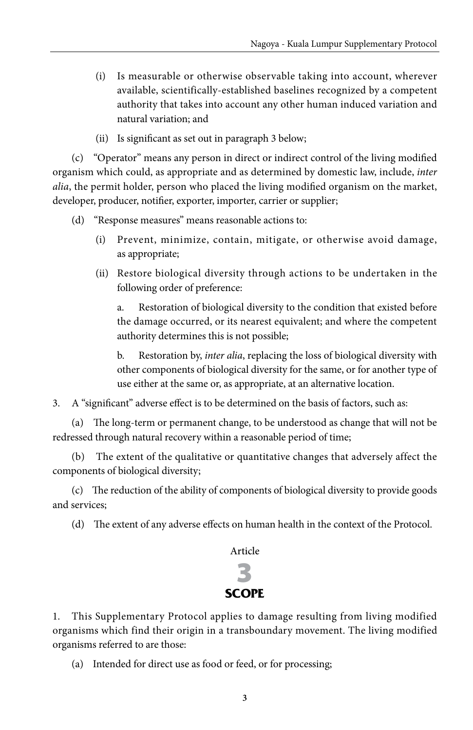(i) Is measurable or otherwise observable taking into account, wherever available, scientifically-established baselines recognized by a competent authority that takes into account any other human induced variation and natural variation; and

(ii) Is significant as set out in paragraph 3 below;

(c) "Operator" means any person in direct or indirect control of the living modified organism which could, as appropriate and as determined by domestic law, include, *inter alia*, the permit holder, person who placed the living modified organism on the market, developer, producer, notifier, exporter, importer, carrier or supplier;

(d) "Response measures" means reasonable actions to:

(i) Prevent, minimize, contain, mitigate, or otherwise avoid damage, as appropriate;

(ii) Restore biological diversity through actions to be undertaken in the following order of preference:

a. Restoration of biological diversity to the condition that existed before the damage occurred, or its nearest equivalent; and where the competent authority determines this is not possible;

b. Restoration by, *inter alia*, replacing the loss of biological diversity with other components of biological diversity for the same, or for another type of use either at the same or, as appropriate, at an alternative location.

3. A "significant" adverse effect is to be determined on the basis of factors, such as:

(a) The long-term or permanent change, to be understood as change that will not be redressed through natural recovery within a reasonable period of time;

(b) The extent of the qualitative or quantitative changes that adversely affect the components of biological diversity;

(c) The reduction of the ability of components of biological diversity to provide goods and services;

(d) The extent of any adverse effects on human health in the context of the Protocol.

## Article 3
## SCOPE

1. This Supplementary Protocol applies to damage resulting from living modified organisms which find their origin in a transboundary movement. The living modified organisms referred to are those:

(a) Intended for direct use as food or feed, or for processing;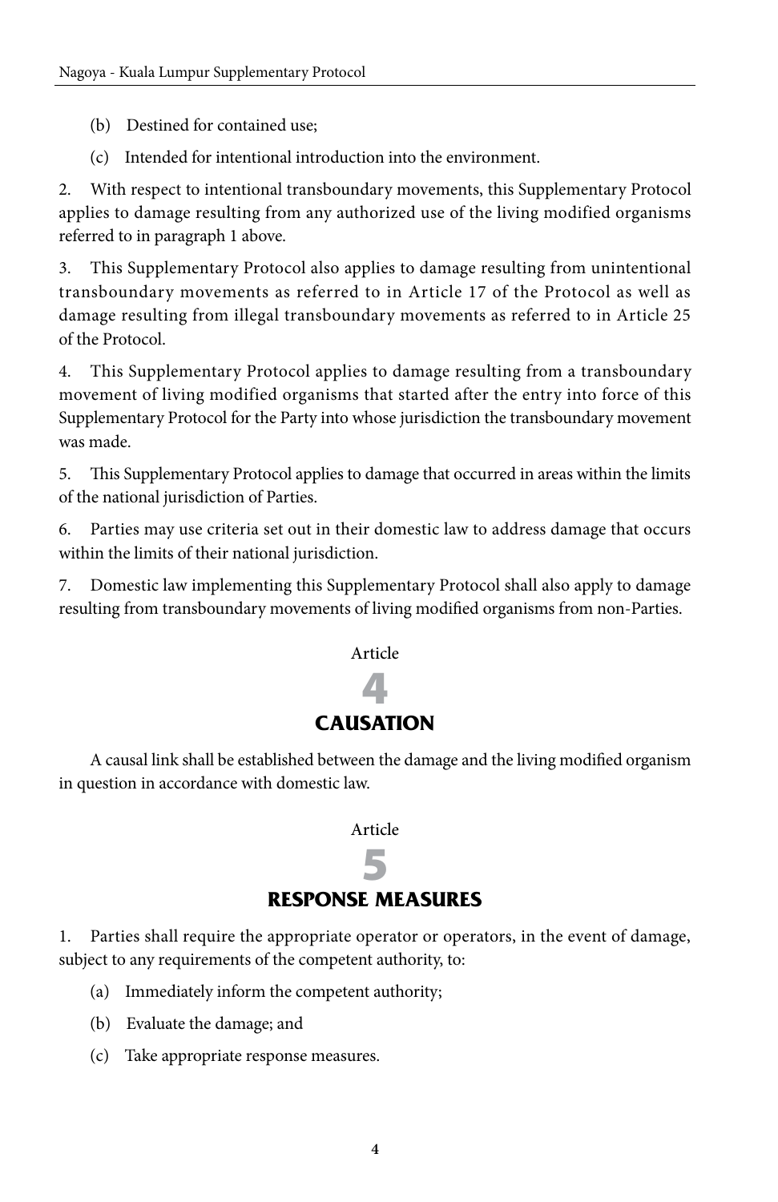(b) Destined for contained use;

(c) Intended for intentional introduction into the environment.

2. With respect to intentional transboundary movements, this Supplementary Protocol applies to damage resulting from any authorized use of the living modified organisms referred to in paragraph 1 above.

3. This Supplementary Protocol also applies to damage resulting from unintentional transboundary movements as referred to in Article 17 of the Protocol as well as damage resulting from illegal transboundary movements as referred to in Article 25 of the Protocol.

4. This Supplementary Protocol applies to damage resulting from a transboundary movement of living modified organisms that started after the entry into force of this Supplementary Protocol for the Party into whose jurisdiction the transboundary movement was made.

5. This Supplementary Protocol applies to damage that occurred in areas within the limits of the national jurisdiction of Parties.

6. Parties may use criteria set out in their domestic law to address damage that occurs within the limits of their national jurisdiction.

7. Domestic law implementing this Supplementary Protocol shall also apply to damage resulting from transboundary movements of living modified organisms from non-Parties.

## Article 4
## CAUSATION

A causal link shall be established between the damage and the living modified organism in question in accordance with domestic law.

## Article 5
## RESPONSE MEASURES

1. Parties shall require the appropriate operator or operators, in the event of damage, subject to any requirements of the competent authority, to:

(a) Immediately inform the competent authority;

(b) Evaluate the damage; and

(c) Take appropriate response measures.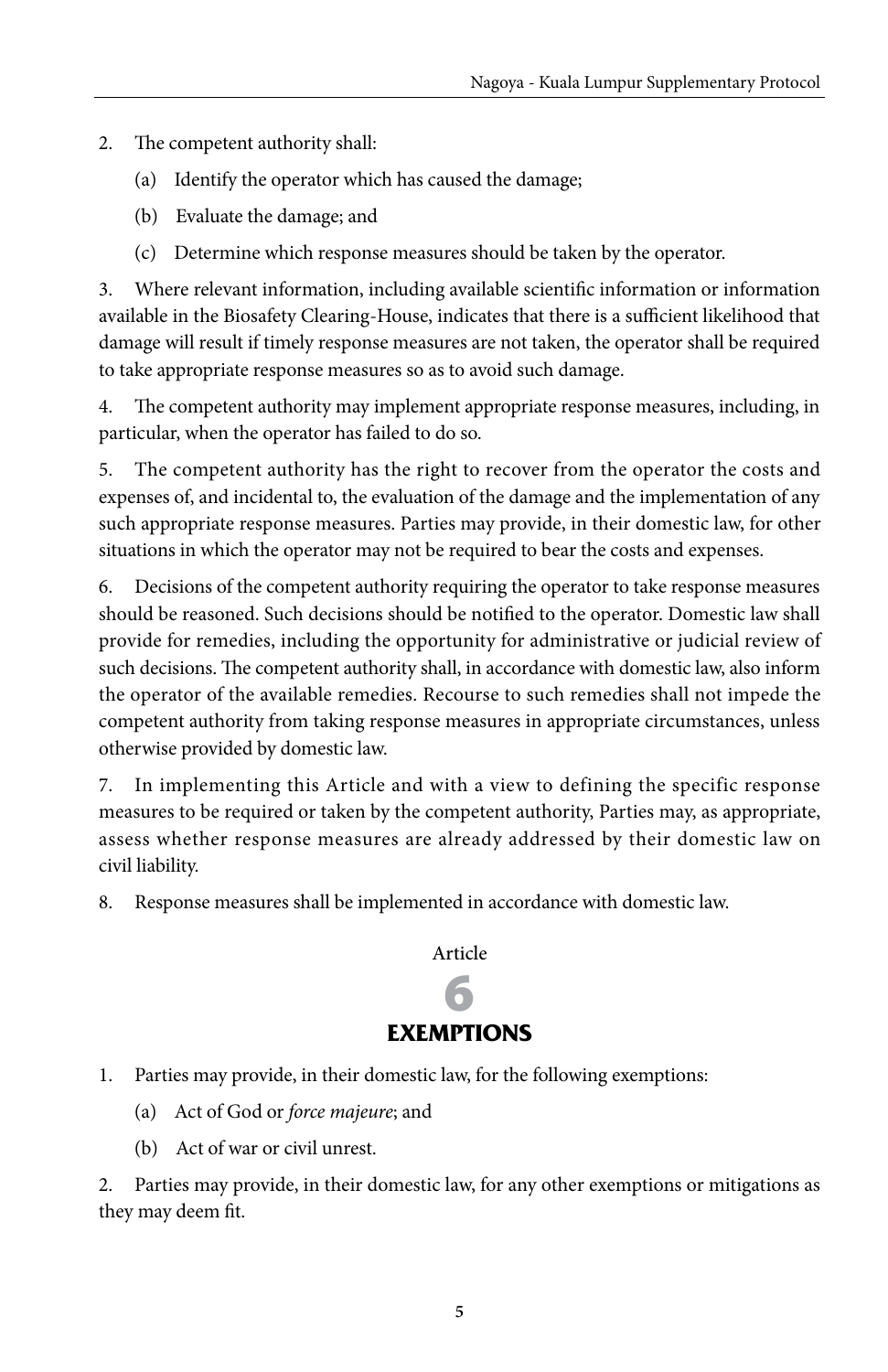2. The competent authority shall:

   (a) Identify the operator which has caused the damage;

   (b) Evaluate the damage; and

   (c) Determine which response measures should be taken by the operator.

3. Where relevant information, including available scientific information or information available in the Biosafety Clearing-House, indicates that there is a sufficient likelihood that damage will result if timely response measures are not taken, the operator shall be required to take appropriate response measures so as to avoid such damage.

4. The competent authority may implement appropriate response measures, including, in particular, when the operator has failed to do so.

5. The competent authority has the right to recover from the operator the costs and expenses of, and incidental to, the evaluation of the damage and the implementation of any such appropriate response measures. Parties may provide, in their domestic law, for other situations in which the operator may not be required to bear the costs and expenses.

6. Decisions of the competent authority requiring the operator to take response measures should be reasoned. Such decisions should be notified to the operator. Domestic law shall provide for remedies, including the opportunity for administrative or judicial review of such decisions. The competent authority shall, in accordance with domestic law, also inform the operator of the available remedies. Recourse to such remedies shall not impede the competent authority from taking response measures in appropriate circumstances, unless otherwise provided by domestic law.

7. In implementing this Article and with a view to defining the specific response measures to be required or taken by the competent authority, Parties may, as appropriate, assess whether response measures are already addressed by their domestic law on civil liability.

8. Response measures shall be implemented in accordance with domestic law.

## Article 6
## EXEMPTIONS

1. Parties may provide, in their domestic law, for the following exemptions:

   (a) Act of God or *force majeure*; and

   (b) Act of war or civil unrest.

2. Parties may provide, in their domestic law, for any other exemptions or mitigations as they may deem fit.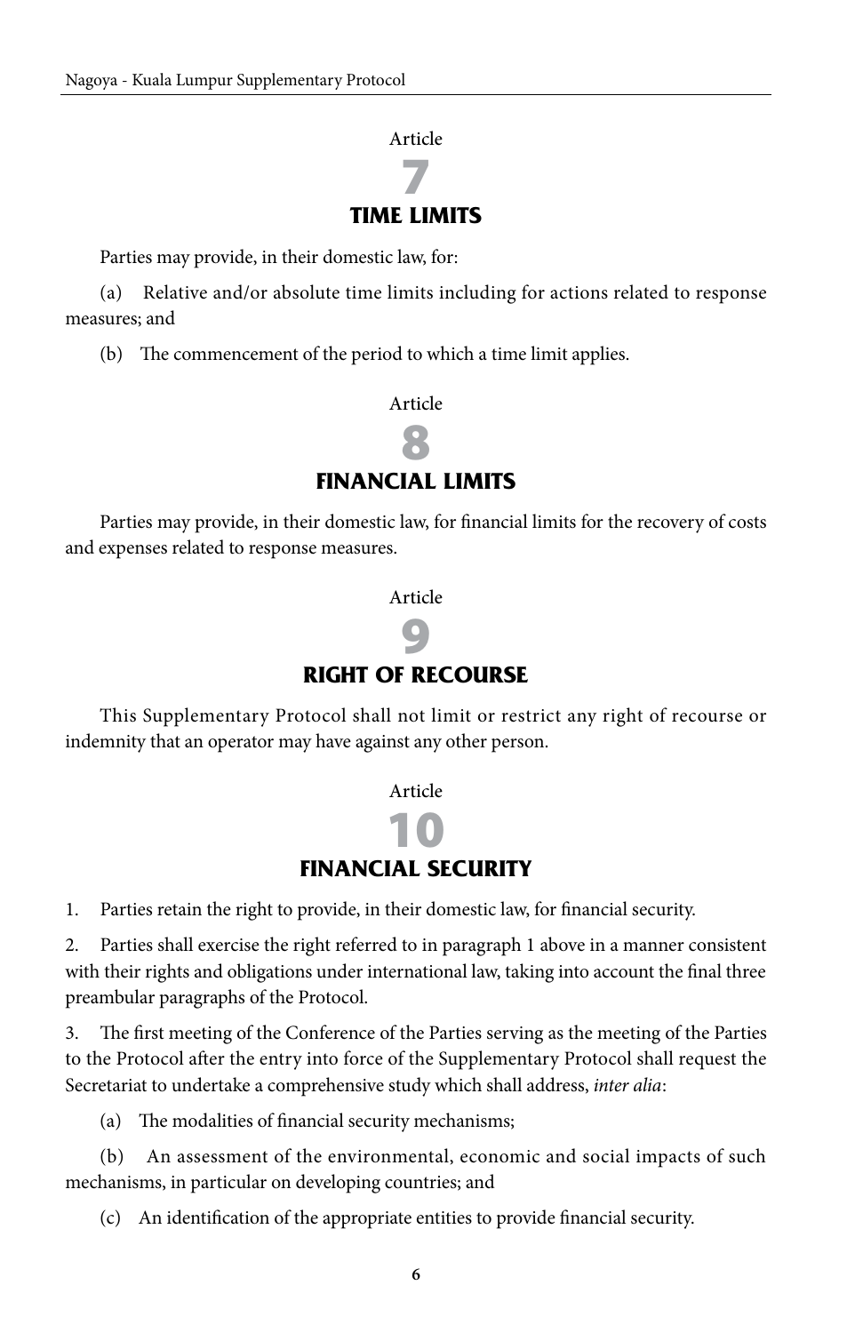## Article 7
## TIME LIMITS

Parties may provide, in their domestic law, for:

(a) Relative and/or absolute time limits including for actions related to response measures; and

(b) The commencement of the period to which a time limit applies.

## Article 8
## FINANCIAL LIMITS

Parties may provide, in their domestic law, for financial limits for the recovery of costs and expenses related to response measures.

## Article 9
## RIGHT OF RECOURSE

This Supplementary Protocol shall not limit or restrict any right of recourse or indemnity that an operator may have against any other person.

## Article 10
## FINANCIAL SECURITY

1. Parties retain the right to provide, in their domestic law, for financial security.

2. Parties shall exercise the right referred to in paragraph 1 above in a manner consistent with their rights and obligations under international law, taking into account the final three preambular paragraphs of the Protocol.

3. The first meeting of the Conference of the Parties serving as the meeting of the Parties to the Protocol after the entry into force of the Supplementary Protocol shall request the Secretariat to undertake a comprehensive study which shall address, *inter alia*:

(a) The modalities of financial security mechanisms;

(b) An assessment of the environmental, economic and social impacts of such mechanisms, in particular on developing countries; and

(c) An identification of the appropriate entities to provide financial security.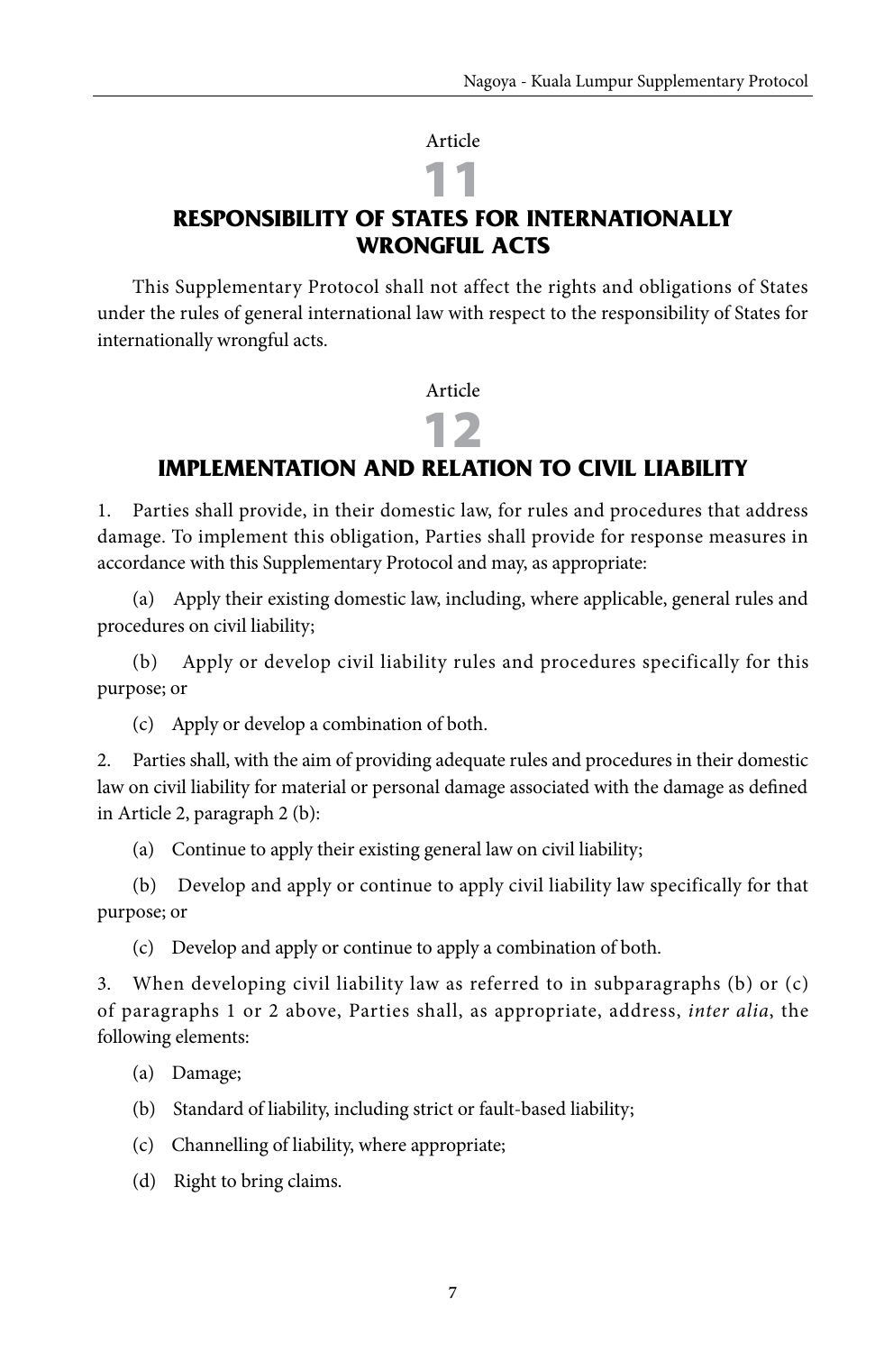## Article 11

## RESPONSIBILITY OF STATES FOR INTERNATIONALLY WRONGFUL ACTS

This Supplementary Protocol shall not affect the rights and obligations of States under the rules of general international law with respect to the responsibility of States for internationally wrongful acts.

## Article 12

## IMPLEMENTATION AND RELATION TO CIVIL LIABILITY

1. Parties shall provide, in their domestic law, for rules and procedures that address damage. To implement this obligation, Parties shall provide for response measures in accordance with this Supplementary Protocol and may, as appropriate:

(a) Apply their existing domestic law, including, where applicable, general rules and procedures on civil liability;

(b) Apply or develop civil liability rules and procedures specifically for this purpose; or

(c) Apply or develop a combination of both.

2. Parties shall, with the aim of providing adequate rules and procedures in their domestic law on civil liability for material or personal damage associated with the damage as defined in Article 2, paragraph 2 (b):

(a) Continue to apply their existing general law on civil liability;

(b) Develop and apply or continue to apply civil liability law specifically for that purpose; or

(c) Develop and apply or continue to apply a combination of both.

3. When developing civil liability law as referred to in subparagraphs (b) or (c) of paragraphs 1 or 2 above, Parties shall, as appropriate, address, *inter alia*, the following elements:

(a) Damage;

(b) Standard of liability, including strict or fault-based liability;

(c) Channelling of liability, where appropriate;

(d) Right to bring claims.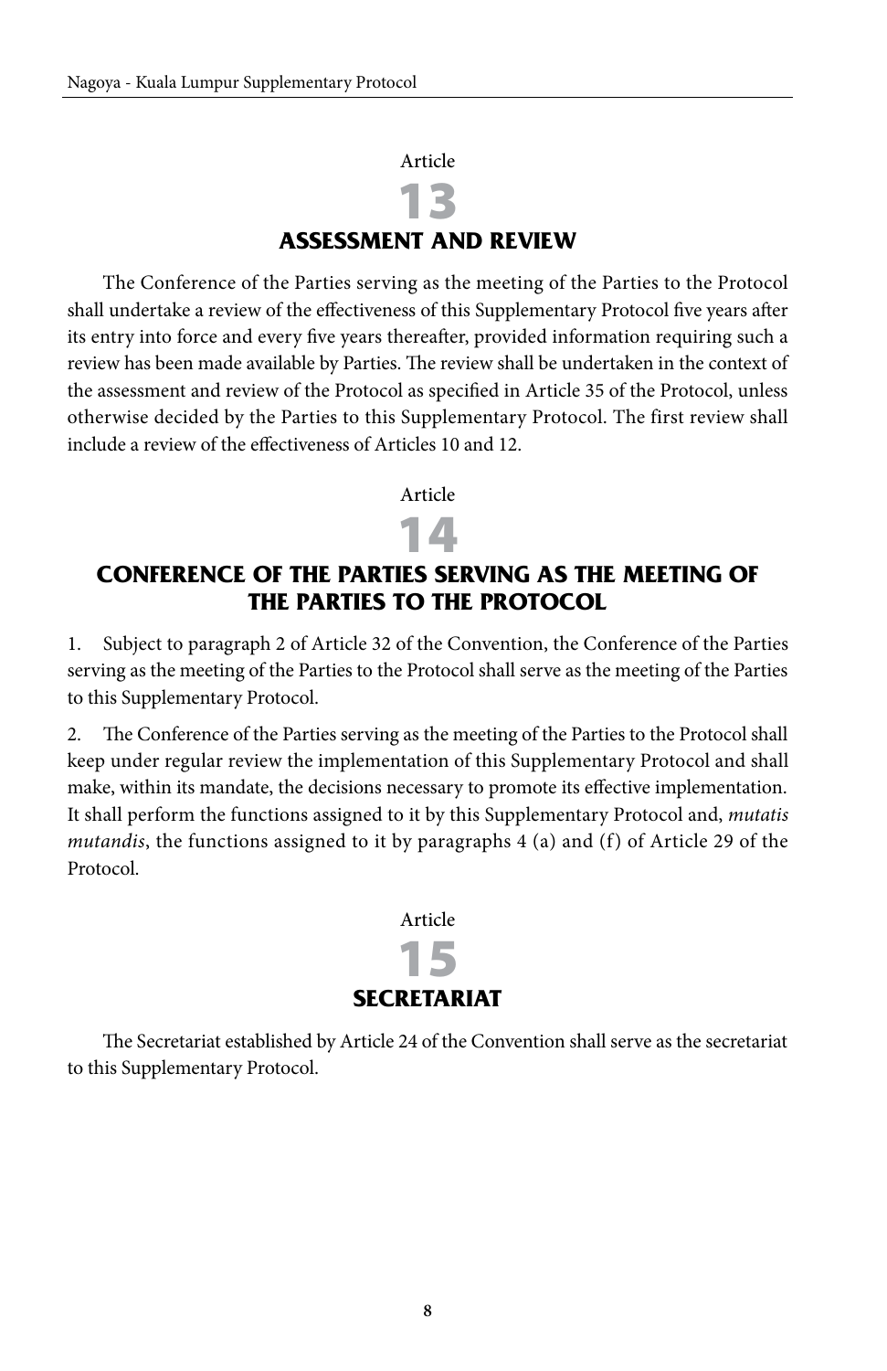## Article 13
## ASSESSMENT AND REVIEW

The Conference of the Parties serving as the meeting of the Parties to the Protocol shall undertake a review of the effectiveness of this Supplementary Protocol five years after its entry into force and every five years thereafter, provided information requiring such a review has been made available by Parties. The review shall be undertaken in the context of the assessment and review of the Protocol as specified in Article 35 of the Protocol, unless otherwise decided by the Parties to this Supplementary Protocol. The first review shall include a review of the effectiveness of Articles 10 and 12.

## Article 14
## CONFERENCE OF THE PARTIES SERVING AS THE MEETING OF THE PARTIES TO THE PROTOCOL

1. Subject to paragraph 2 of Article 32 of the Convention, the Conference of the Parties serving as the meeting of the Parties to the Protocol shall serve as the meeting of the Parties to this Supplementary Protocol.

2. The Conference of the Parties serving as the meeting of the Parties to the Protocol shall keep under regular review the implementation of this Supplementary Protocol and shall make, within its mandate, the decisions necessary to promote its effective implementation. It shall perform the functions assigned to it by this Supplementary Protocol and, *mutatis mutandis*, the functions assigned to it by paragraphs 4 (a) and (f) of Article 29 of the Protocol.

## Article 15
## SECRETARIAT

The Secretariat established by Article 24 of the Convention shall serve as the secretariat to this Supplementary Protocol.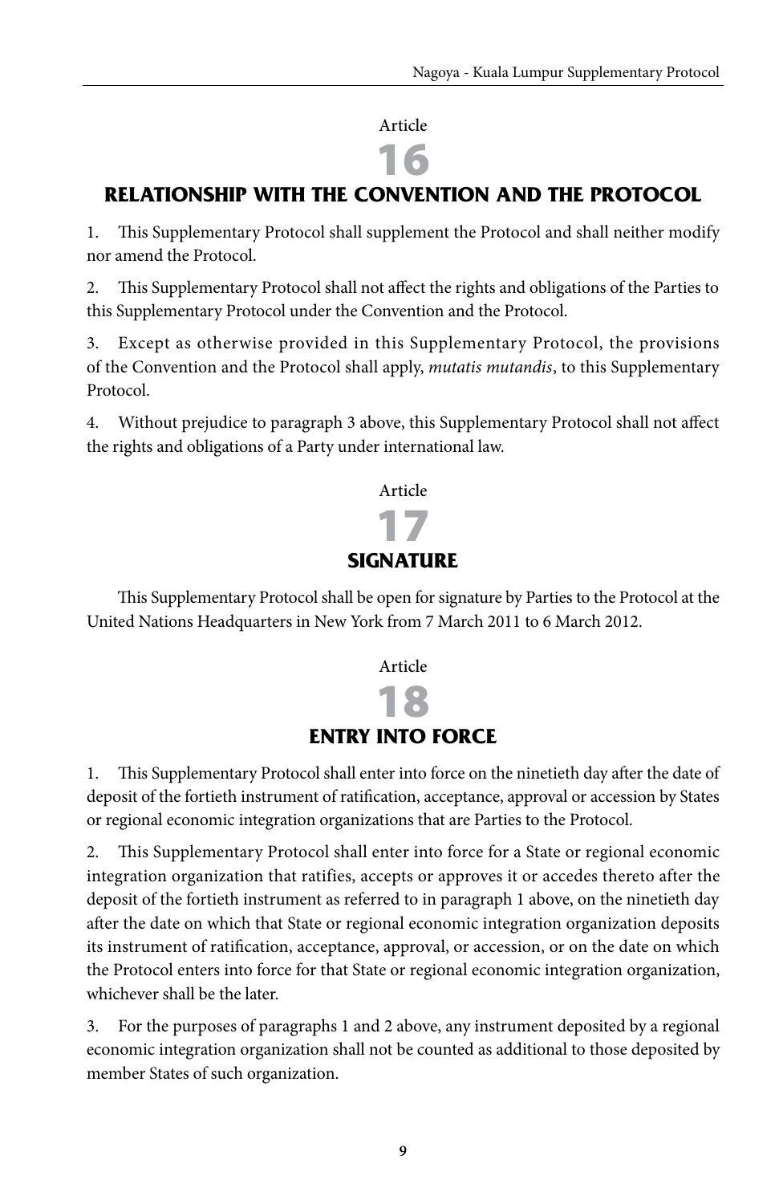## Article 16

## RELATIONSHIP WITH THE CONVENTION AND THE PROTOCOL

1. This Supplementary Protocol shall supplement the Protocol and shall neither modify nor amend the Protocol.

2. This Supplementary Protocol shall not affect the rights and obligations of the Parties to this Supplementary Protocol under the Convention and the Protocol.

3. Except as otherwise provided in this Supplementary Protocol, the provisions of the Convention and the Protocol shall apply, *mutatis mutandis*, to this Supplementary Protocol.

4. Without prejudice to paragraph 3 above, this Supplementary Protocol shall not affect the rights and obligations of a Party under international law.

## Article 17

## SIGNATURE

This Supplementary Protocol shall be open for signature by Parties to the Protocol at the United Nations Headquarters in New York from 7 March 2011 to 6 March 2012.

## Article 18

## ENTRY INTO FORCE

1. This Supplementary Protocol shall enter into force on the ninetieth day after the date of deposit of the fortieth instrument of ratification, acceptance, approval or accession by States or regional economic integration organizations that are Parties to the Protocol.

2. This Supplementary Protocol shall enter into force for a State or regional economic integration organization that ratifies, accepts or approves it or accedes thereto after the deposit of the fortieth instrument as referred to in paragraph 1 above, on the ninetieth day after the date on which that State or regional economic integration organization deposits its instrument of ratification, acceptance, approval, or accession, or on the date on which the Protocol enters into force for that State or regional economic integration organization, whichever shall be the later.

3. For the purposes of paragraphs 1 and 2 above, any instrument deposited by a regional economic integration organization shall not be counted as additional to those deposited by member States of such organization.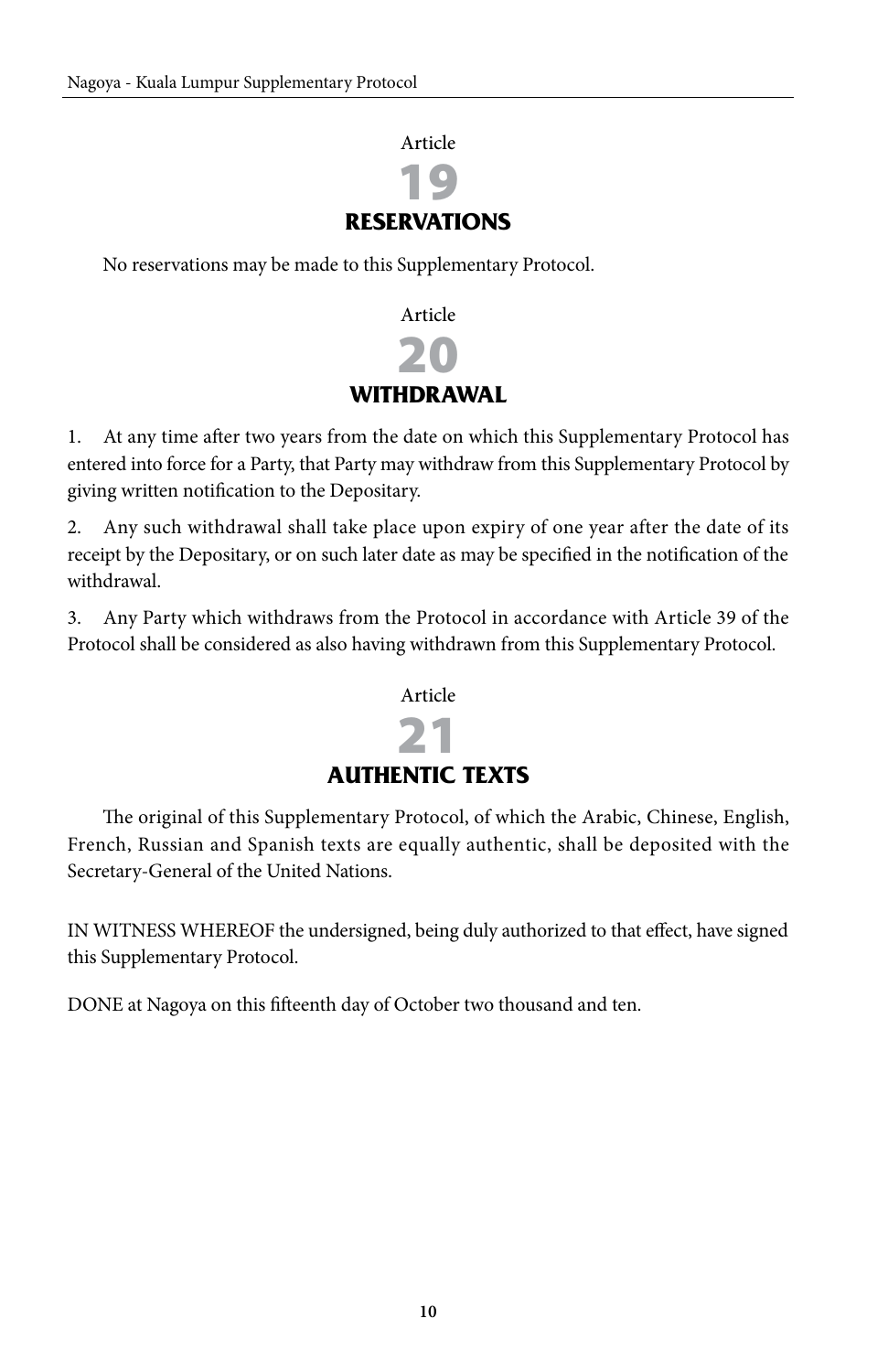## Article 19
## RESERVATIONS

No reservations may be made to this Supplementary Protocol.

## Article 20
## WITHDRAWAL

1. At any time after two years from the date on which this Supplementary Protocol has entered into force for a Party, that Party may withdraw from this Supplementary Protocol by giving written notification to the Depositary.

2. Any such withdrawal shall take place upon expiry of one year after the date of its receipt by the Depositary, or on such later date as may be specified in the notification of the withdrawal.

3. Any Party which withdraws from the Protocol in accordance with Article 39 of the Protocol shall be considered as also having withdrawn from this Supplementary Protocol.

## Article 21
## AUTHENTIC TEXTS

The original of this Supplementary Protocol, of which the Arabic, Chinese, English, French, Russian and Spanish texts are equally authentic, shall be deposited with the Secretary-General of the United Nations.

IN WITNESS WHEREOF the undersigned, being duly authorized to that effect, have signed this Supplementary Protocol.

DONE at Nagoya on this fifteenth day of October two thousand and ten.